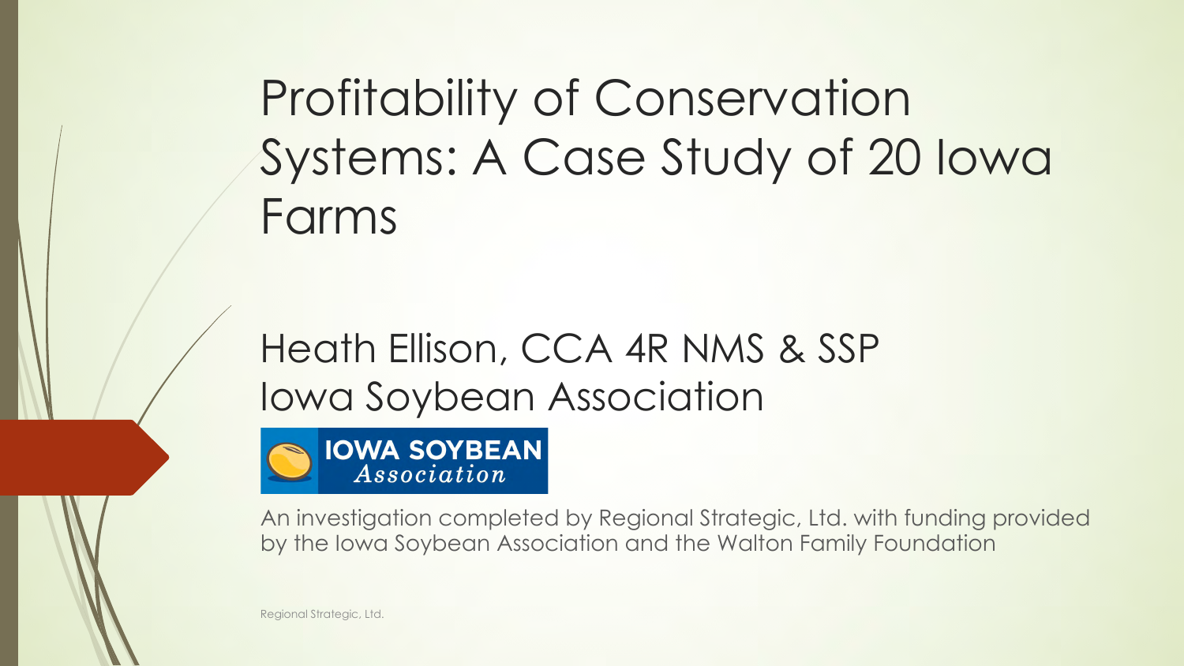# Profitability of Conservation Systems: A Case Study of 20 Iowa Farms

## Heath Ellison, CCA 4R NMS & SSP
## Iowa Soybean Association

IOWA SOYBEAN *Association*

An investigation completed by Regional Strategic, Ltd. with funding provided by the Iowa Soybean Association and the Walton Family Foundation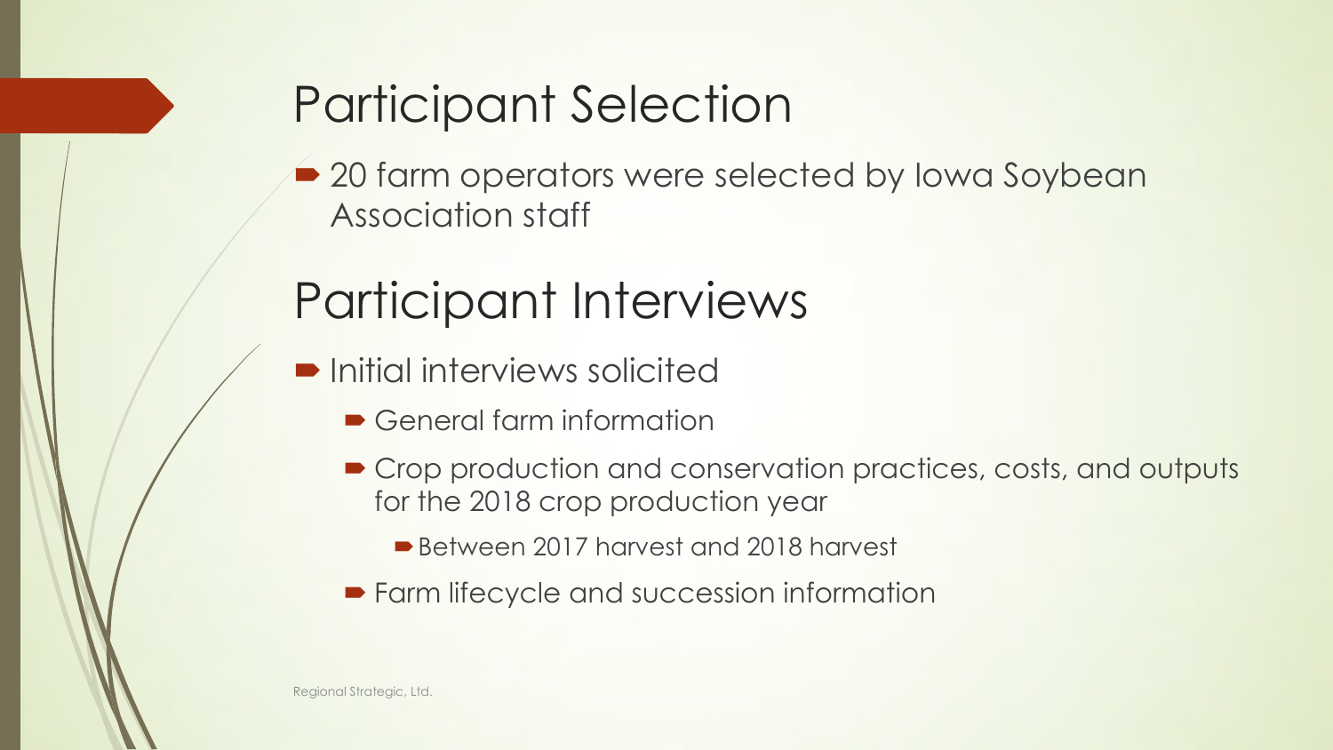# Participant Selection

- 20 farm operators were selected by Iowa Soybean Association staff

# Participant Interviews

- Initial interviews solicited
  - General farm information
  - Crop production and conservation practices, costs, and outputs for the 2018 crop production year
    - Between 2017 harvest and 2018 harvest
  - Farm lifecycle and succession information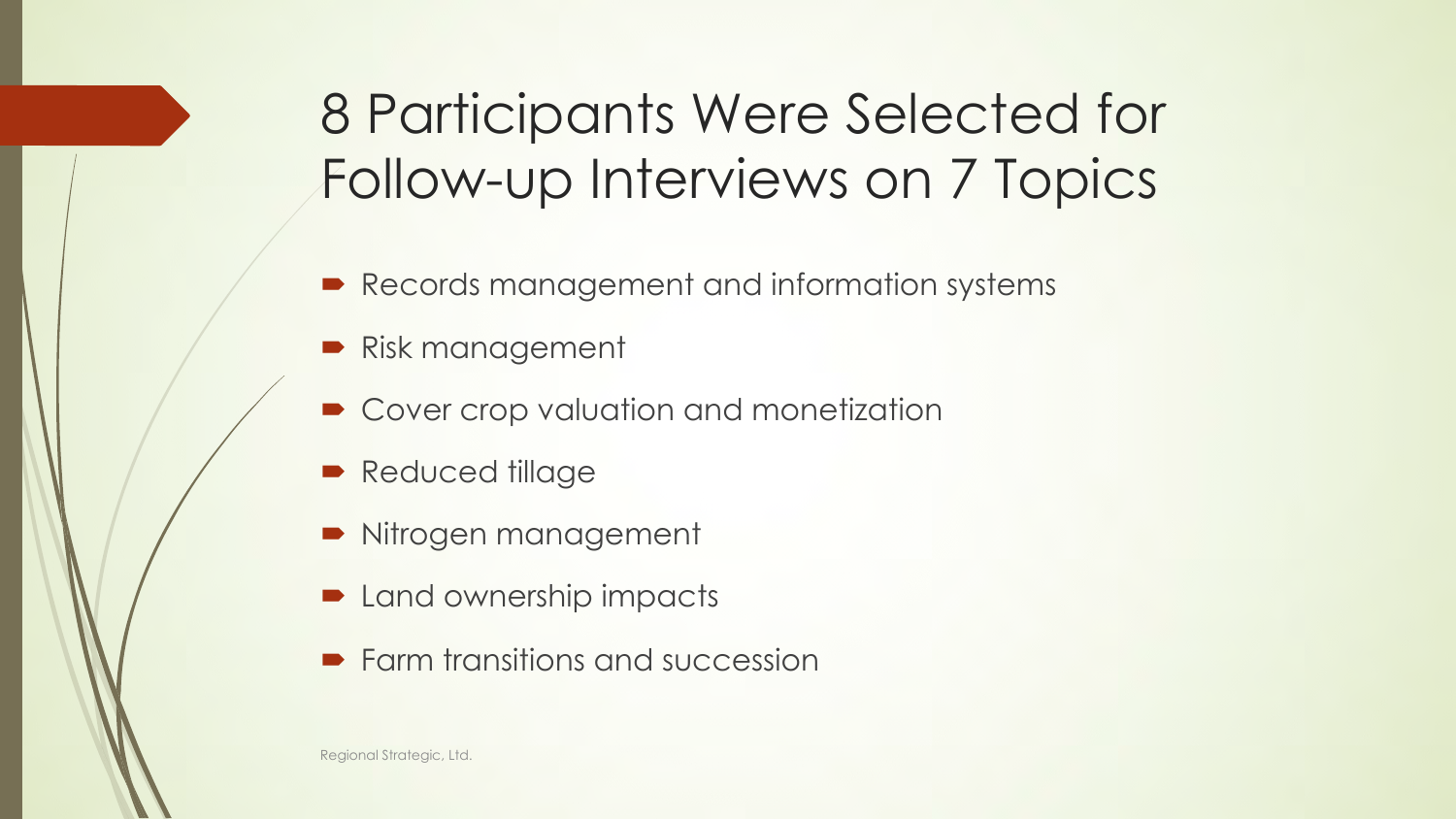# 8 Participants Were Selected for Follow-up Interviews on 7 Topics

- Records management and information systems
- Risk management
- Cover crop valuation and monetization
- Reduced tillage
- Nitrogen management
- Land ownership impacts
- Farm transitions and succession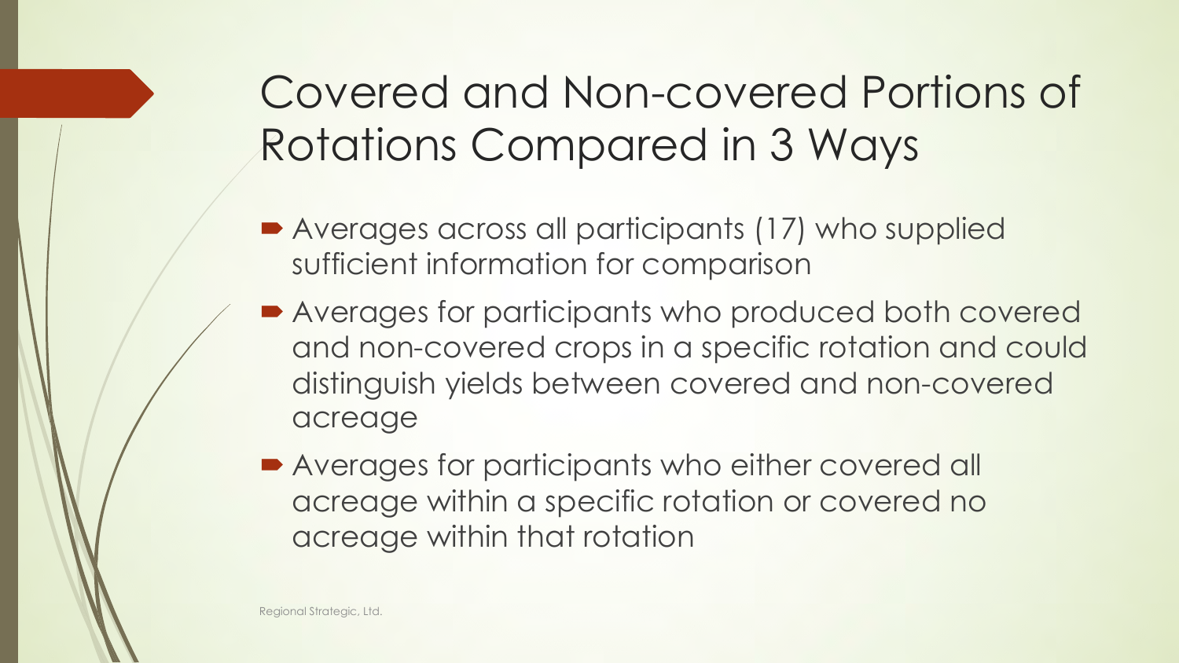# Covered and Non-covered Portions of Rotations Compared in 3 Ways

- Averages across all participants (17) who supplied sufficient information for comparison
- Averages for participants who produced both covered and non-covered crops in a specific rotation and could distinguish yields between covered and non-covered acreage
- Averages for participants who either covered all acreage within a specific rotation or covered no acreage within that rotation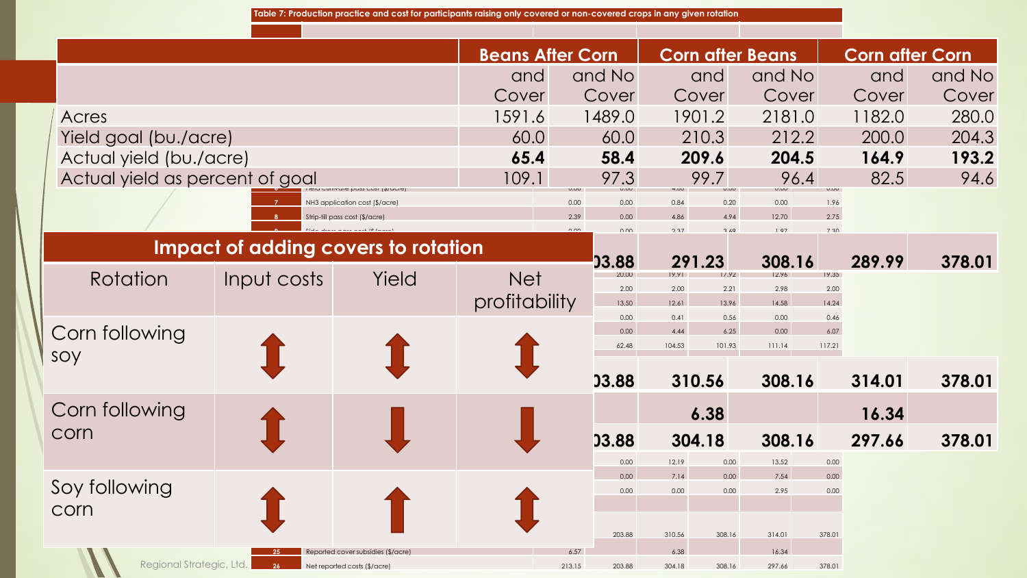Table 7: Production practice and cost for participants raising only covered or non-covered crops in any given rotation

| | Beans After Corn | | Corn after Beans | | Corn after Corn | |
|---|---|---|---|---|---|---|
| | and Cover | and No Cover | and Cover | and No Cover | and Cover | and No Cover |
| Acres | 1591.6 | 1489.0 | 1901.2 | 2181.0 | 1182.0 | 280.0 |
| Yield goal (bu./acre) | 60.0 | 60.0 | 210.3 | 212.2 | 200.0 | 204.3 |
| Actual yield (bu./acre) | **65.4** | **58.4** | **209.6** | **204.5** | **164.9** | **193.2** |
| Actual yield as percent of goal | 109.1 | 97.3 | 99.7 | 96.4 | 82.5 | 94.6 |

## Impact of adding covers to rotation

| Rotation | Input costs | Yield | Net profitability |
|---|---|---|---|
| Corn following soy | ↕ | ↕ | ↕ |
| Corn following corn | ↕ | ↓ | ↓ |
| Soy following corn | ↕ | ↑ | ↕ |

| | | | | | |
|---|---|---|---|---|---|
| 03.88 | 291.23 | | 308.16 | 289.99 | 378.01 |
| 03.88 | 310.56 | | 308.16 | 314.01 | 378.01 |
| | 6.38 | | | 16.34 | |
| 03.88 | 304.18 | | 308.16 | 297.66 | 378.01 |

| # | Item | | | | | | |
|---|---|---|---|---|---|---|---|
| 7 | NH3 application cost ($/acre) | 0.00 | 0.00 | 0.84 | 0.20 | 0.00 | 1.96 |
| 8 | Strip-till pass cost ($/acre) | 2.39 | 0.00 | 4.86 | 4.94 | 12.70 | 2.75 |
| | | | 20.00 | 19.91 | 17.92 | 12.96 | 19.35 |
| | | | 2.00 | 2.00 | 2.21 | 2.98 | 2.00 |
| | | | 13.50 | 12.61 | 13.96 | 14.58 | 14.24 |
| | | | 0.00 | 0.41 | 0.56 | 0.00 | 0.46 |
| | | | 0.00 | 4.44 | 6.25 | 0.00 | 6.07 |
| | | | 62.48 | 104.53 | 101.93 | 111.14 | 117.21 |
| | | | 0.00 | 12.19 | 0.00 | 13.52 | 0.00 |
| | | | 0.00 | 7.14 | 0.00 | 7.54 | 0.00 |
| | | | 0.00 | 0.00 | 0.00 | 2.95 | 0.00 |
| | | | 203.88 | 310.56 | 308.16 | 314.01 | 378.01 |
| 25 | Reported cover subsidies ($/acre) | 6.57 | | 6.38 | | 16.34 | |
| 26 | Net reported costs ($/acre) | 213.15 | 203.88 | 304.18 | 308.16 | 297.66 | 378.01 |

Regional Strategic, Ltd.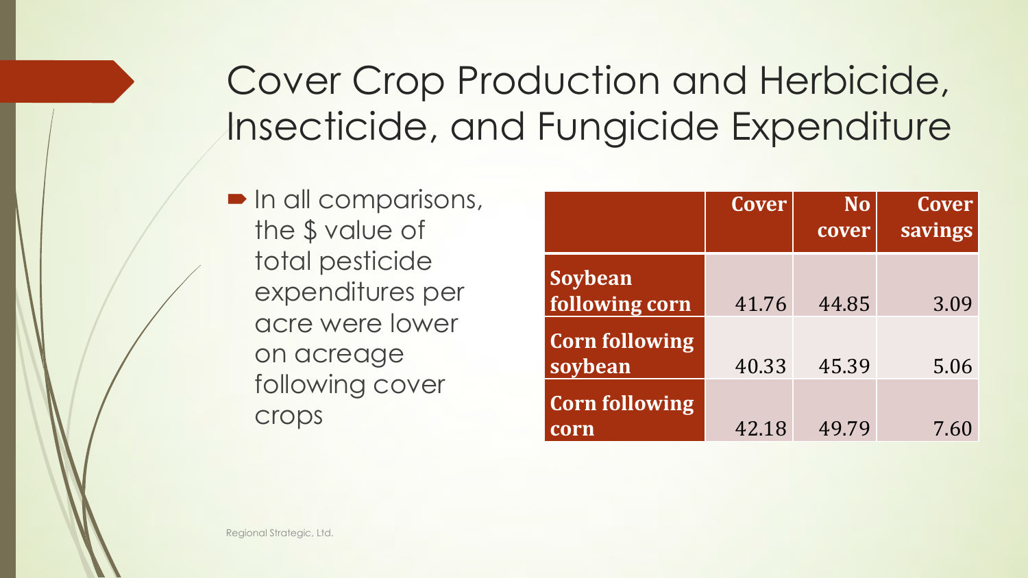# Cover Crop Production and Herbicide, Insecticide, and Fungicide Expenditure

- In all comparisons, the $ value of total pesticide expenditures per acre were lower on acreage following cover crops

| | Cover | No cover | Cover savings |
|---|---|---|---|
| **Soybean following corn** | 41.76 | 44.85 | 3.09 |
| **Corn following soybean** | 40.33 | 45.39 | 5.06 |
| **Corn following corn** | 42.18 | 49.79 | 7.60 |

Regional Strategic, Ltd.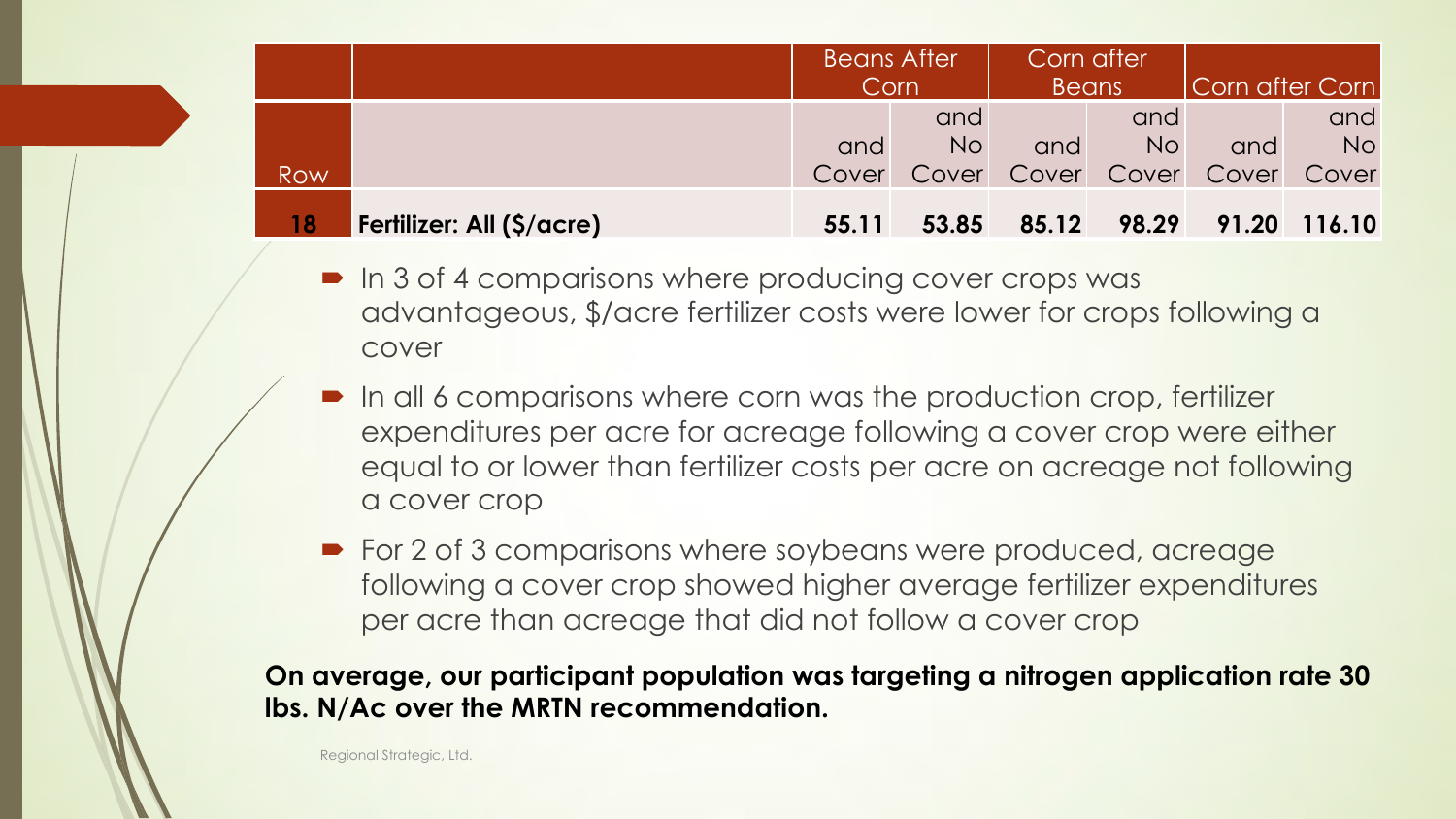| Row | | Beans After Corn | | Corn after Beans | | Corn after Corn | |
|---|---|---|---|---|---|---|---|
| | | and Cover | and No Cover | and Cover | and No Cover | and Cover | and No Cover |
| **18** | **Fertilizer: All ($/acre)** | **55.11** | **53.85** | **85.12** | **98.29** | **91.20** | **116.10** |

- In 3 of 4 comparisons where producing cover crops was advantageous, $/acre fertilizer costs were lower for crops following a cover
- In all 6 comparisons where corn was the production crop, fertilizer expenditures per acre for acreage following a cover crop were either equal to or lower than fertilizer costs per acre on acreage not following a cover crop
- For 2 of 3 comparisons where soybeans were produced, acreage following a cover crop showed higher average fertilizer expenditures per acre than acreage that did not follow a cover crop

**On average, our participant population was targeting a nitrogen application rate 30 lbs. N/Ac over the MRTN recommendation.**

Regional Strategic, Ltd.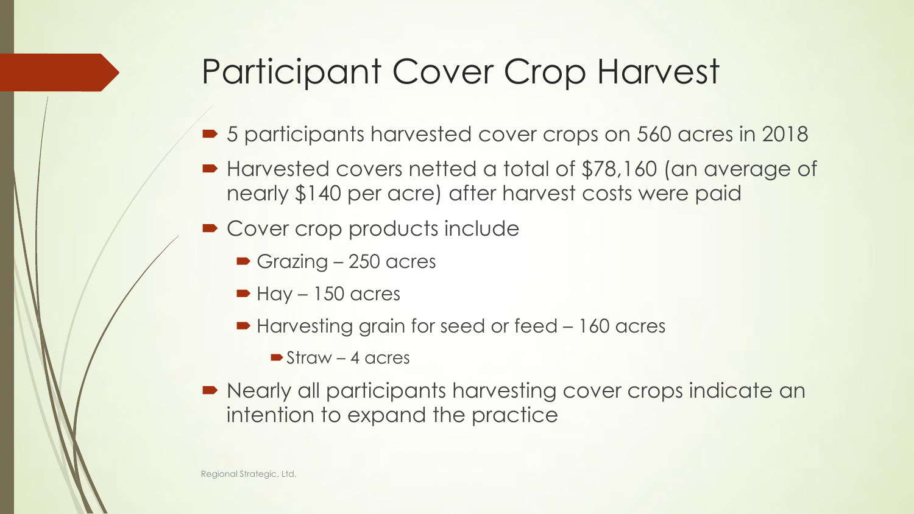# Participant Cover Crop Harvest

- 5 participants harvested cover crops on 560 acres in 2018
- Harvested covers netted a total of $78,160 (an average of nearly $140 per acre) after harvest costs were paid
- Cover crop products include
  - Grazing – 250 acres
  - Hay – 150 acres
  - Harvesting grain for seed or feed – 160 acres
    - Straw – 4 acres
- Nearly all participants harvesting cover crops indicate an intention to expand the practice

Regional Strategic, Ltd.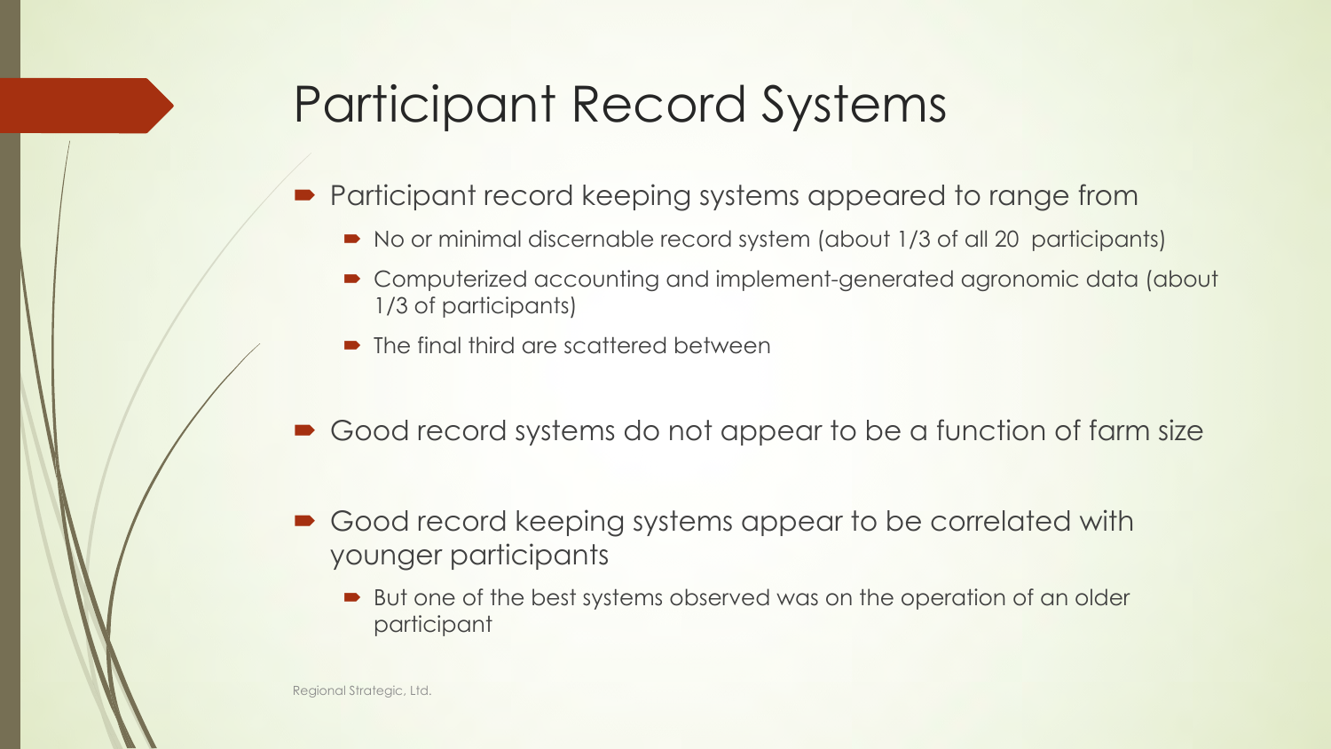# Participant Record Systems

- Participant record keeping systems appeared to range from
  - No or minimal discernable record system (about 1/3 of all 20 participants)
  - Computerized accounting and implement-generated agronomic data (about 1/3 of participants)
  - The final third are scattered between
- Good record systems do not appear to be a function of farm size
- Good record keeping systems appear to be correlated with younger participants
  - But one of the best systems observed was on the operation of an older participant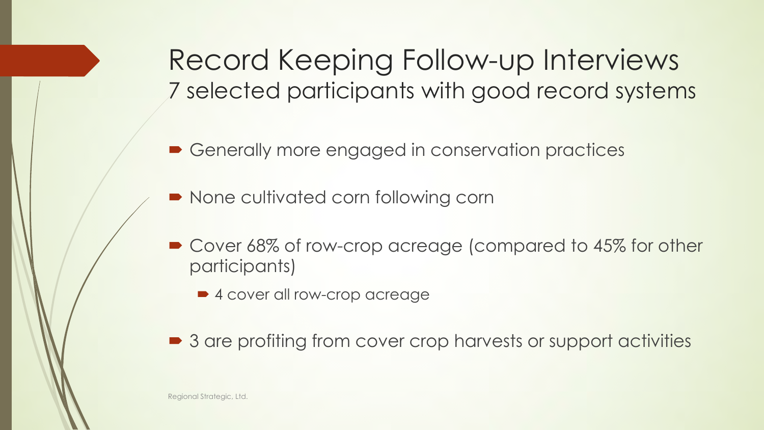# Record Keeping Follow-up Interviews

## 7 selected participants with good record systems

- Generally more engaged in conservation practices
- None cultivated corn following corn
- Cover 68% of row-crop acreage (compared to 45% for other participants)
  - 4 cover all row-crop acreage
- 3 are profiting from cover crop harvests or support activities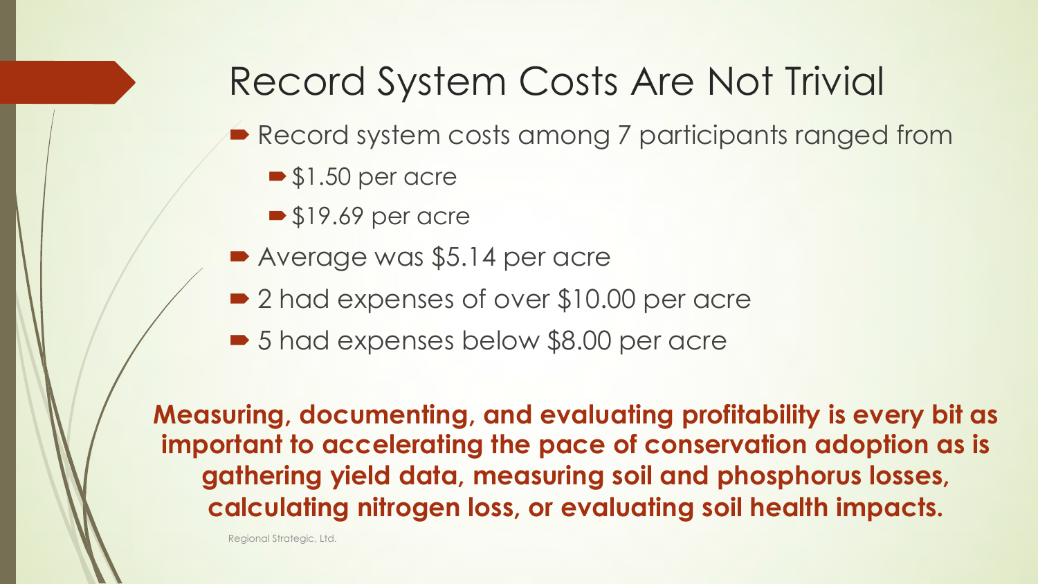# Record System Costs Are Not Trivial

- Record system costs among 7 participants ranged from
  - $1.50 per acre
  - $19.69 per acre
- Average was $5.14 per acre
- 2 had expenses of over $10.00 per acre
- 5 had expenses below $8.00 per acre

**Measuring, documenting, and evaluating profitability is every bit as important to accelerating the pace of conservation adoption as is gathering yield data, measuring soil and phosphorus losses, calculating nitrogen loss, or evaluating soil health impacts.**

Regional Strategic, Ltd.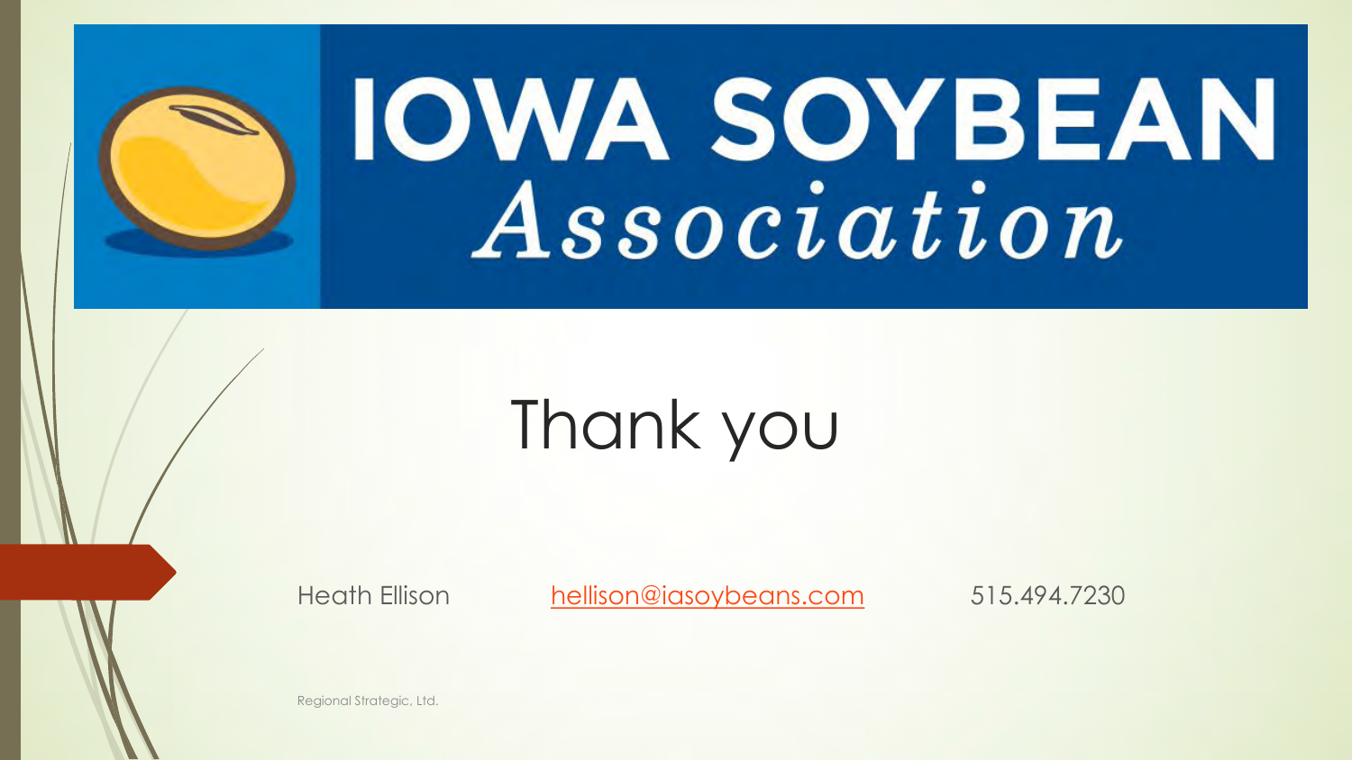# IOWA SOYBEAN Association

# Thank you

Heath Ellison hellison@iasoybeans.com 515.494.7230

Regional Strategic, Ltd.